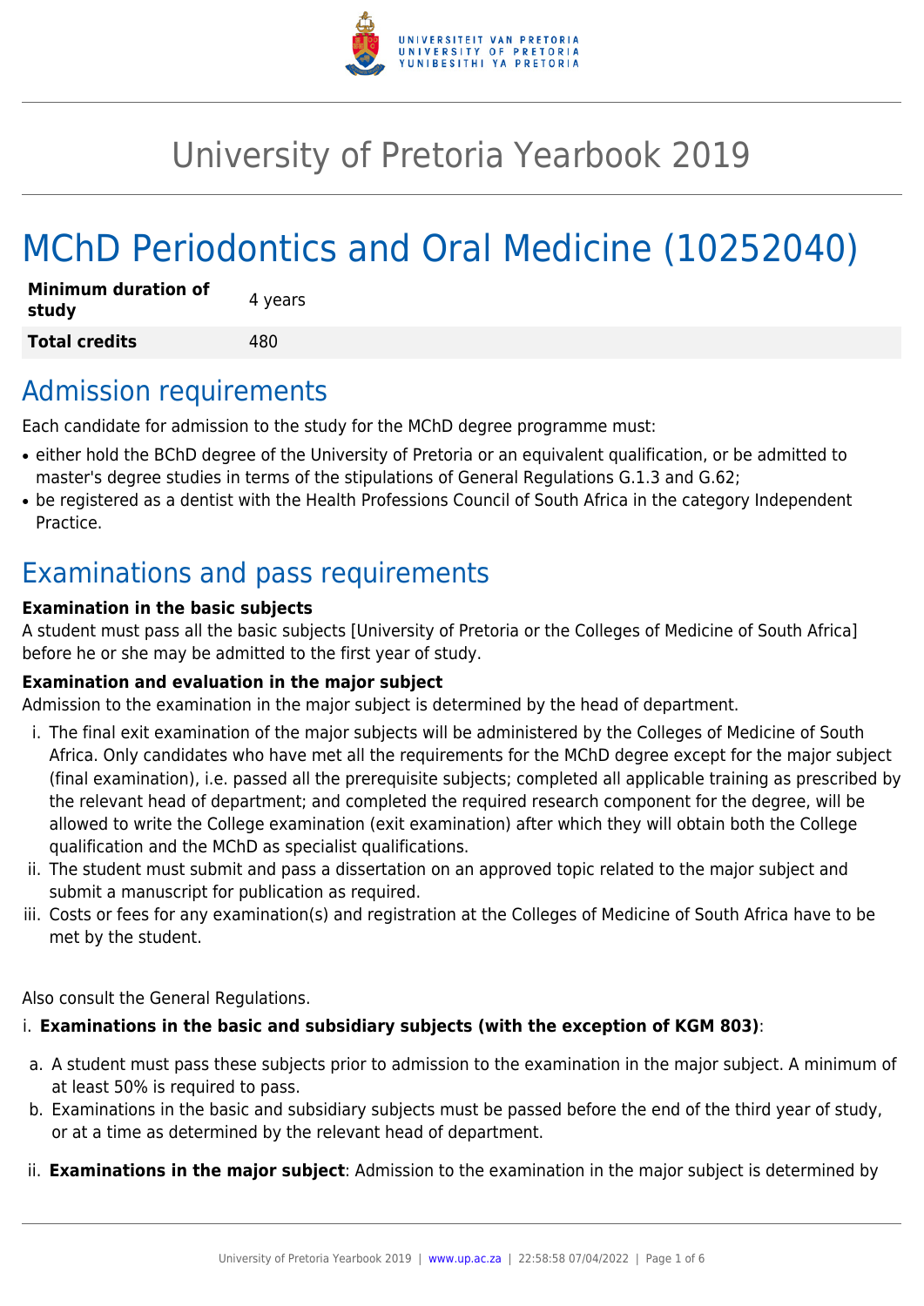# University of Pretoria Yearbook 2019

# MChD Periodontics and Oral Medicine (10252040)

| **Minimum duration of study** | 4 years |
|---|---|
| **Total credits** | 480 |

## Admission requirements

Each candidate for admission to the study for the MChD degree programme must:

- either hold the BChD degree of the University of Pretoria or an equivalent qualification, or be admitted to master's degree studies in terms of the stipulations of General Regulations G.1.3 and G.62;
- be registered as a dentist with the Health Professions Council of South Africa in the category Independent Practice.

## Examinations and pass requirements

**Examination in the basic subjects**

A student must pass all the basic subjects [University of Pretoria or the Colleges of Medicine of South Africa] before he or she may be admitted to the first year of study.

**Examination and evaluation in the major subject**

Admission to the examination in the major subject is determined by the head of department.

i. The final exit examination of the major subjects will be administered by the Colleges of Medicine of South Africa. Only candidates who have met all the requirements for the MChD degree except for the major subject (final examination), i.e. passed all the prerequisite subjects; completed all applicable training as prescribed by the relevant head of department; and completed the required research component for the degree, will be allowed to write the College examination (exit examination) after which they will obtain both the College qualification and the MChD as specialist qualifications.
ii. The student must submit and pass a dissertation on an approved topic related to the major subject and submit a manuscript for publication as required.
iii. Costs or fees for any examination(s) and registration at the Colleges of Medicine of South Africa have to be met by the student.

Also consult the General Regulations.

i. **Examinations in the basic and subsidiary subjects (with the exception of KGM 803)**:

a. A student must pass these subjects prior to admission to the examination in the major subject. A minimum of at least 50% is required to pass.
b. Examinations in the basic and subsidiary subjects must be passed before the end of the third year of study, or at a time as determined by the relevant head of department.

ii. **Examinations in the major subject**: Admission to the examination in the major subject is determined by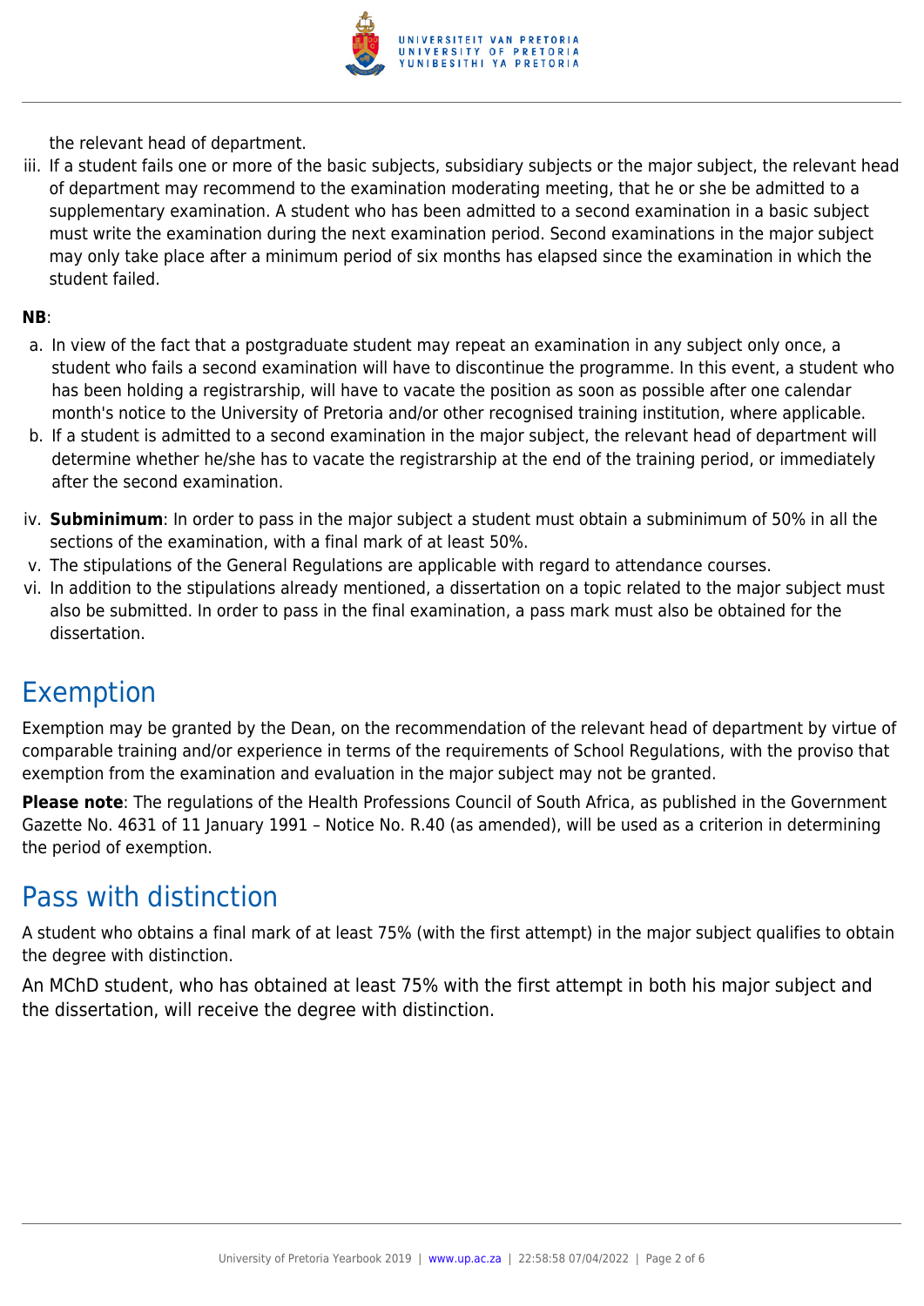the relevant head of department.

iii. If a student fails one or more of the basic subjects, subsidiary subjects or the major subject, the relevant head of department may recommend to the examination moderating meeting, that he or she be admitted to a supplementary examination. A student who has been admitted to a second examination in a basic subject must write the examination during the next examination period. Second examinations in the major subject may only take place after a minimum period of six months has elapsed since the examination in which the student failed.

**NB**:

a. In view of the fact that a postgraduate student may repeat an examination in any subject only once, a student who fails a second examination will have to discontinue the programme. In this event, a student who has been holding a registrarship, will have to vacate the position as soon as possible after one calendar month's notice to the University of Pretoria and/or other recognised training institution, where applicable.
b. If a student is admitted to a second examination in the major subject, the relevant head of department will determine whether he/she has to vacate the registrarship at the end of the training period, or immediately after the second examination.

iv. **Subminimum**: In order to pass in the major subject a student must obtain a subminimum of 50% in all the sections of the examination, with a final mark of at least 50%.

v. The stipulations of the General Regulations are applicable with regard to attendance courses.

vi. In addition to the stipulations already mentioned, a dissertation on a topic related to the major subject must also be submitted. In order to pass in the final examination, a pass mark must also be obtained for the dissertation.

## Exemption

Exemption may be granted by the Dean, on the recommendation of the relevant head of department by virtue of comparable training and/or experience in terms of the requirements of School Regulations, with the proviso that exemption from the examination and evaluation in the major subject may not be granted.

**Please note**: The regulations of the Health Professions Council of South Africa, as published in the Government Gazette No. 4631 of 11 January 1991 – Notice No. R.40 (as amended), will be used as a criterion in determining the period of exemption.

## Pass with distinction

A student who obtains a final mark of at least 75% (with the first attempt) in the major subject qualifies to obtain the degree with distinction.

An MChD student, who has obtained at least 75% with the first attempt in both his major subject and the dissertation, will receive the degree with distinction.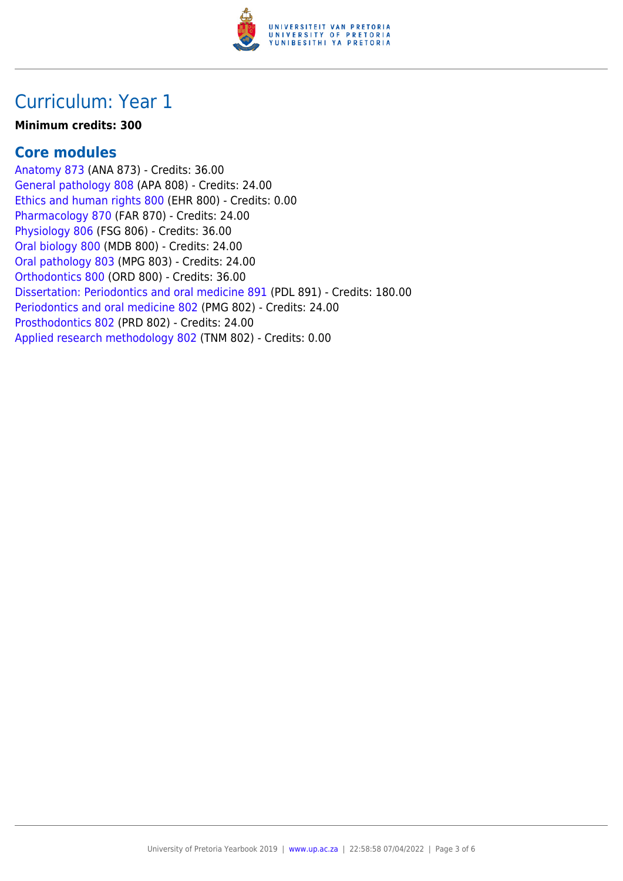# Curriculum: Year 1

**Minimum credits: 300**

## Core modules

Anatomy 873 (ANA 873) - Credits: 36.00
General pathology 808 (APA 808) - Credits: 24.00
Ethics and human rights 800 (EHR 800) - Credits: 0.00
Pharmacology 870 (FAR 870) - Credits: 24.00
Physiology 806 (FSG 806) - Credits: 36.00
Oral biology 800 (MDB 800) - Credits: 24.00
Oral pathology 803 (MPG 803) - Credits: 24.00
Orthodontics 800 (ORD 800) - Credits: 36.00
Dissertation: Periodontics and oral medicine 891 (PDL 891) - Credits: 180.00
Periodontics and oral medicine 802 (PMG 802) - Credits: 24.00
Prosthodontics 802 (PRD 802) - Credits: 24.00
Applied research methodology 802 (TNM 802) - Credits: 0.00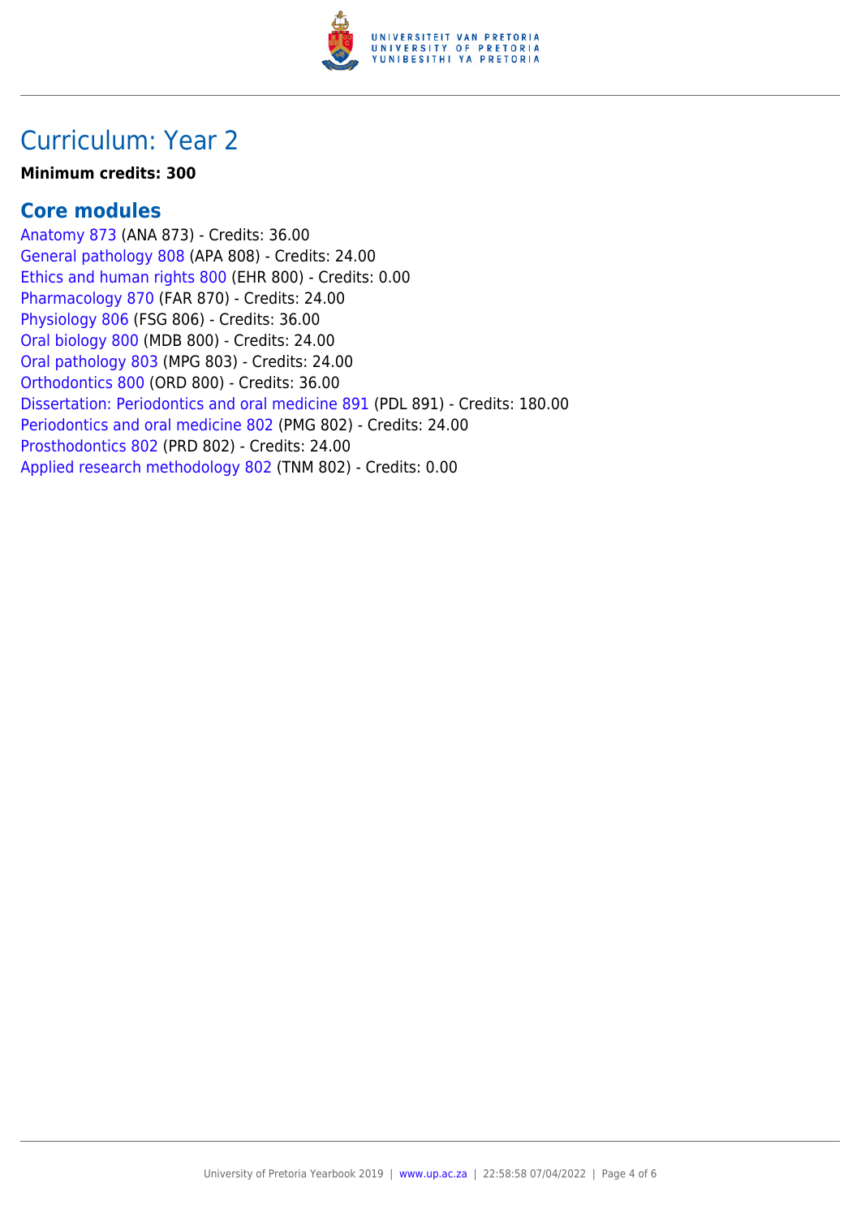# Curriculum: Year 2

**Minimum credits: 300**

## Core modules

Anatomy 873 (ANA 873) - Credits: 36.00
General pathology 808 (APA 808) - Credits: 24.00
Ethics and human rights 800 (EHR 800) - Credits: 0.00
Pharmacology 870 (FAR 870) - Credits: 24.00
Physiology 806 (FSG 806) - Credits: 36.00
Oral biology 800 (MDB 800) - Credits: 24.00
Oral pathology 803 (MPG 803) - Credits: 24.00
Orthodontics 800 (ORD 800) - Credits: 36.00
Dissertation: Periodontics and oral medicine 891 (PDL 891) - Credits: 180.00
Periodontics and oral medicine 802 (PMG 802) - Credits: 24.00
Prosthodontics 802 (PRD 802) - Credits: 24.00
Applied research methodology 802 (TNM 802) - Credits: 0.00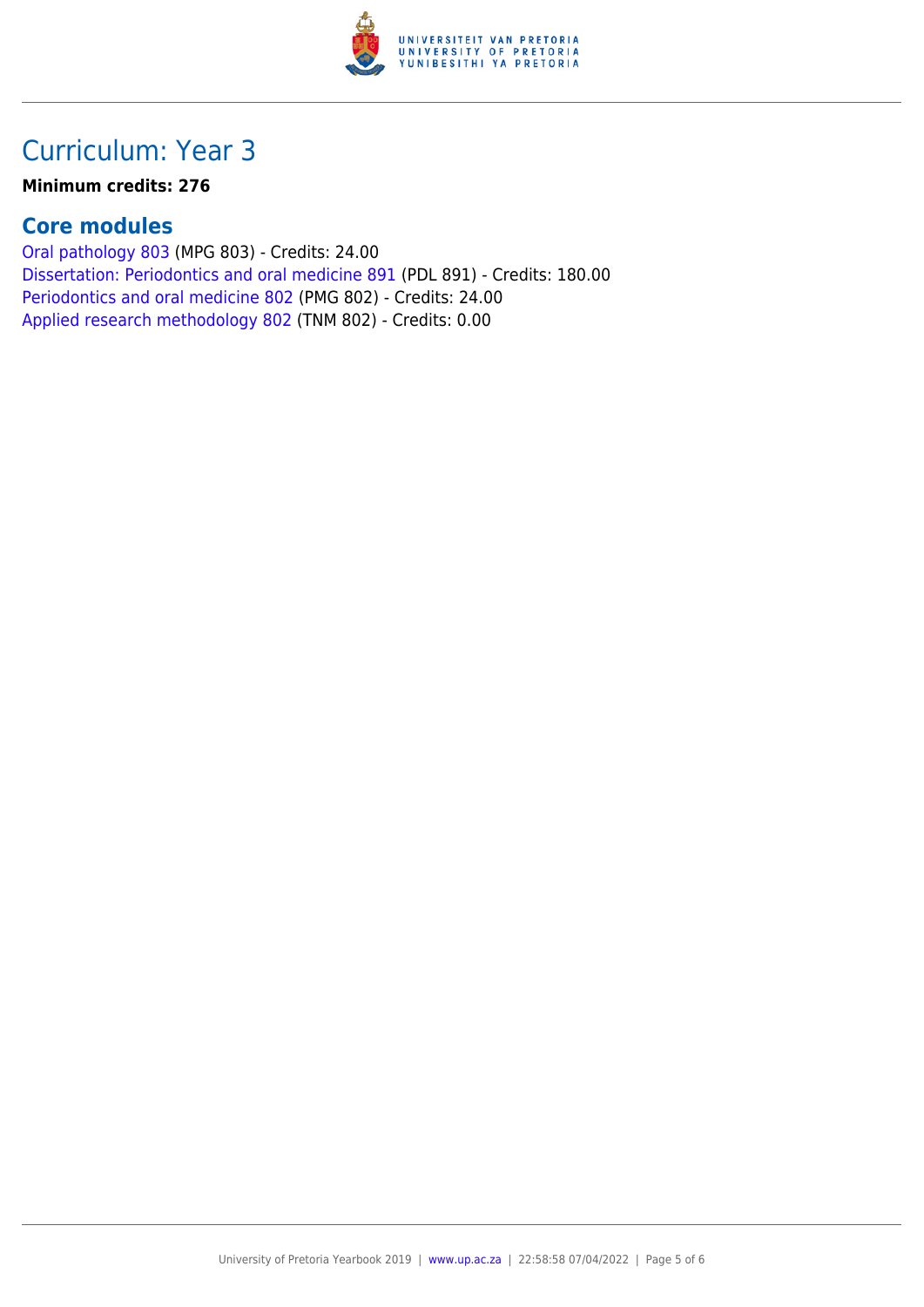# Curriculum: Year 3

**Minimum credits: 276**

## Core modules

Oral pathology 803 (MPG 803) - Credits: 24.00
Dissertation: Periodontics and oral medicine 891 (PDL 891) - Credits: 180.00
Periodontics and oral medicine 802 (PMG 802) - Credits: 24.00
Applied research methodology 802 (TNM 802) - Credits: 0.00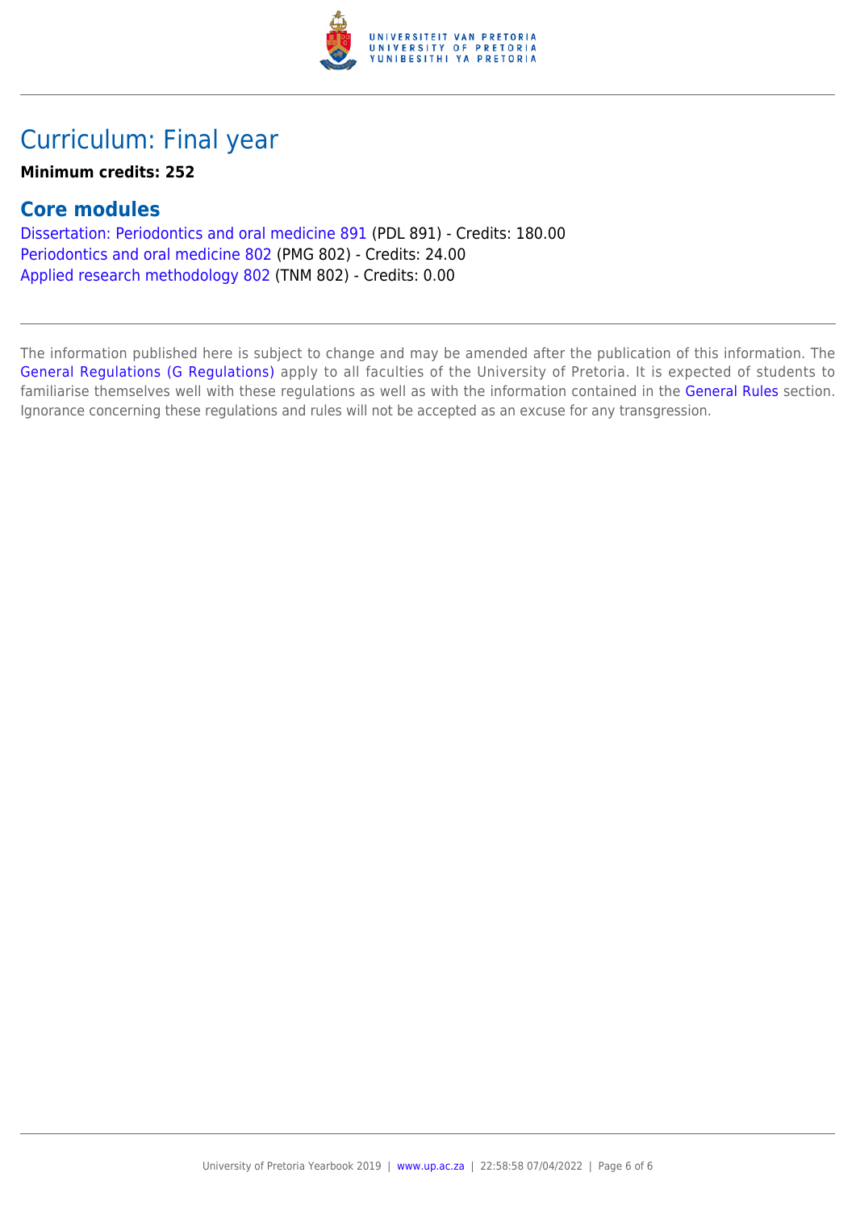# Curriculum: Final year

**Minimum credits: 252**

## Core modules

Dissertation: Periodontics and oral medicine 891 (PDL 891) - Credits: 180.00
Periodontics and oral medicine 802 (PMG 802) - Credits: 24.00
Applied research methodology 802 (TNM 802) - Credits: 0.00

The information published here is subject to change and may be amended after the publication of this information. The General Regulations (G Regulations) apply to all faculties of the University of Pretoria. It is expected of students to familiarise themselves well with these regulations as well as with the information contained in the General Rules section. Ignorance concerning these regulations and rules will not be accepted as an excuse for any transgression.